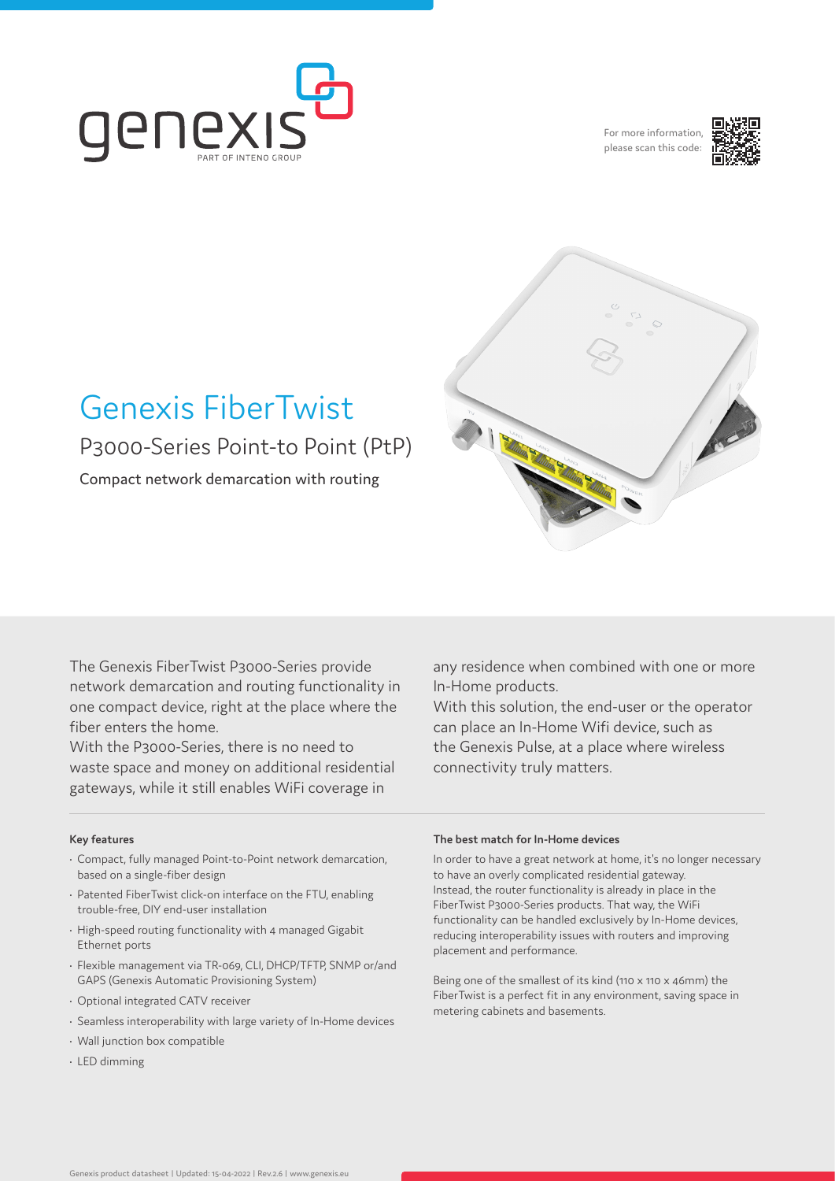For more information, please scan this code:

# Genexis FiberTwist

## P3000-Series Point-to Point (PtP)

Compact network demarcation with routing

The Genexis FiberTwist P3000-Series provide network demarcation and routing functionality in one compact device, right at the place where the fiber enters the home.
With the P3000-Series, there is no need to waste space and money on additional residential gateways, while it still enables WiFi coverage in any residence when combined with one or more In-Home products.
With this solution, the end-user or the operator can place an In-Home Wifi device, such as the Genexis Pulse, at a place where wireless connectivity truly matters.

#### Key features

- Compact, fully managed Point-to-Point network demarcation, based on a single-fiber design
- Patented FiberTwist click-on interface on the FTU, enabling trouble-free, DIY end-user installation
- High-speed routing functionality with 4 managed Gigabit Ethernet ports
- Flexible management via TR-069, CLI, DHCP/TFTP, SNMP or/and GAPS (Genexis Automatic Provisioning System)
- Optional integrated CATV receiver
- Seamless interoperability with large variety of In-Home devices
- Wall junction box compatible
- LED dimming

#### The best match for In-Home devices

In order to have a great network at home, it's no longer necessary to have an overly complicated residential gateway.
Instead, the router functionality is already in place in the FiberTwist P3000-Series products. That way, the WiFi functionality can be handled exclusively by In-Home devices, reducing interoperability issues with routers and improving placement and performance.

Being one of the smallest of its kind (110 x 110 x 46mm) the FiberTwist is a perfect fit in any environment, saving space in metering cabinets and basements.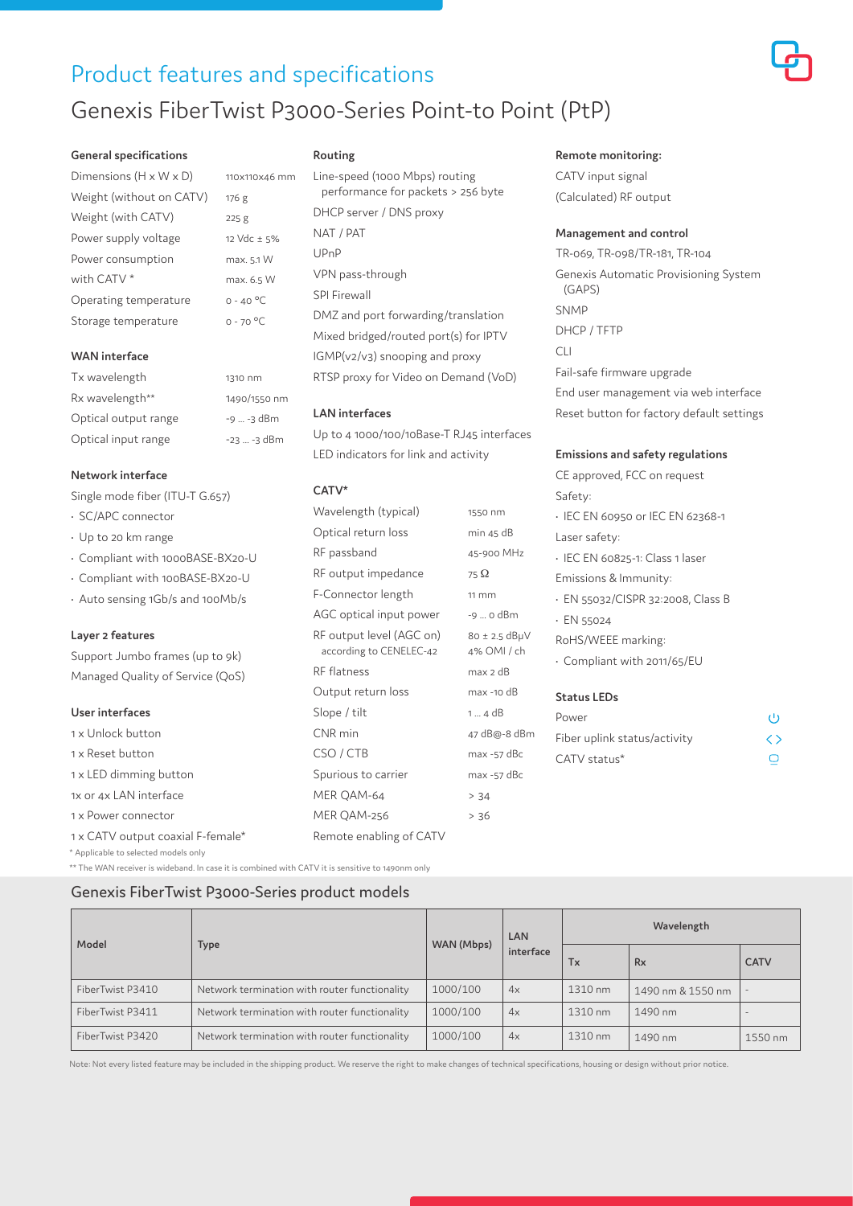# Product features and specifications

## Genexis FiberTwist P3000-Series Point-to Point (PtP)

### General specifications

| | |
|---|---|
| Dimensions (H x W x D) | 110x110x46 mm |
| Weight (without on CATV) | 176 g |
| Weight (with CATV) | 225 g |
| Power supply voltage | 12 Vdc ± 5% |
| Power consumption | max. 5.1 W |
| with CATV * | max. 6.5 W |
| Operating temperature | 0 - 40 °C |
| Storage temperature | 0 - 70 °C |

### WAN interface

| | |
|---|---|
| Tx wavelength | 1310 nm |
| Rx wavelength** | 1490/1550 nm |
| Optical output range | -9 ... -3 dBm |
| Optical input range | -23 ... -3 dBm |

### Network interface

Single mode fiber (ITU-T G.657)

- SC/APC connector
- Up to 20 km range
- Compliant with 1000BASE-BX20-U
- Compliant with 100BASE-BX20-U
- Auto sensing 1Gb/s and 100Mb/s

### Layer 2 features

Support Jumbo frames (up to 9k)

Managed Quality of Service (QoS)

### User interfaces

1 x Unlock button

1 x Reset button

1 x LED dimming button

1x or 4x LAN interface

1 x Power connector

1 x CATV output coaxial F-female*

### Routing

Line-speed (1000 Mbps) routing performance for packets > 256 byte

DHCP server / DNS proxy

NAT / PAT

UPnP

VPN pass-through

SPI Firewall

DMZ and port forwarding/translation

Mixed bridged/routed port(s) for IPTV

IGMP(v2/v3) snooping and proxy

RTSP proxy for Video on Demand (VoD)

### LAN interfaces

Up to 4 1000/100/10Base-T RJ45 interfaces

LED indicators for link and activity

### CATV*

| | |
|---|---|
| Wavelength (typical) | 1550 nm |
| Optical return loss | min 45 dB |
| RF passband | 45-900 MHz |
| RF output impedance | 75 Ω |
| F-Connector length | 11 mm |
| AGC optical input power | -9 ... 0 dBm |
| RF output level (AGC on) according to CENELEC-42 | 80 ± 2.5 dBμV 4% OMI / ch |
| RF flatness | max 2 dB |
| Output return loss | max -10 dB |
| Slope / tilt | 1 ... 4 dB |
| CNR min | 47 dB@-8 dBm |
| CSO / CTB | max -57 dBc |
| Spurious to carrier | max -57 dBc |
| MER QAM-64 | > 34 |
| MER QAM-256 | > 36 |

Remote enabling of CATV

### Remote monitoring:

CATV input signal

(Calculated) RF output

### Management and control

TR-069, TR-098/TR-181, TR-104

Genexis Automatic Provisioning System (GAPS)

SNMP

DHCP / TFTP

CLI

Fail-safe firmware upgrade

End user management via web interface

Reset button for factory default settings

### Emissions and safety regulations

CE approved, FCC on request

Safety:

- IEC EN 60950 or IEC EN 62368-1

Laser safety:

- IEC EN 60825-1: Class 1 laser

Emissions & Immunity:

- EN 55032/CISPR 32:2008, Class B
- EN 55024

RoHS/WEEE marking:

- Compliant with 2011/65/EU

### Status LEDs

Power

Fiber uplink status/activity

CATV status*

\* Applicable to selected models only

\*\* The WAN receiver is wideband. In case it is combined with CATV it is sensitive to 1490nm only

## Genexis FiberTwist P3000-Series product models

| Model | Type | WAN (Mbps) | LAN interface | Wavelength | | |
|---|---|---|---|---|---|---|
| | | | | Tx | Rx | CATV |
| FiberTwist P3410 | Network termination with router functionality | 1000/100 | 4x | 1310 nm | 1490 nm & 1550 nm | - |
| FiberTwist P3411 | Network termination with router functionality | 1000/100 | 4x | 1310 nm | 1490 nm | - |
| FiberTwist P3420 | Network termination with router functionality | 1000/100 | 4x | 1310 nm | 1490 nm | 1550 nm |

Note: Not every listed feature may be included in the shipping product. We reserve the right to make changes of technical specifications, housing or design without prior notice.